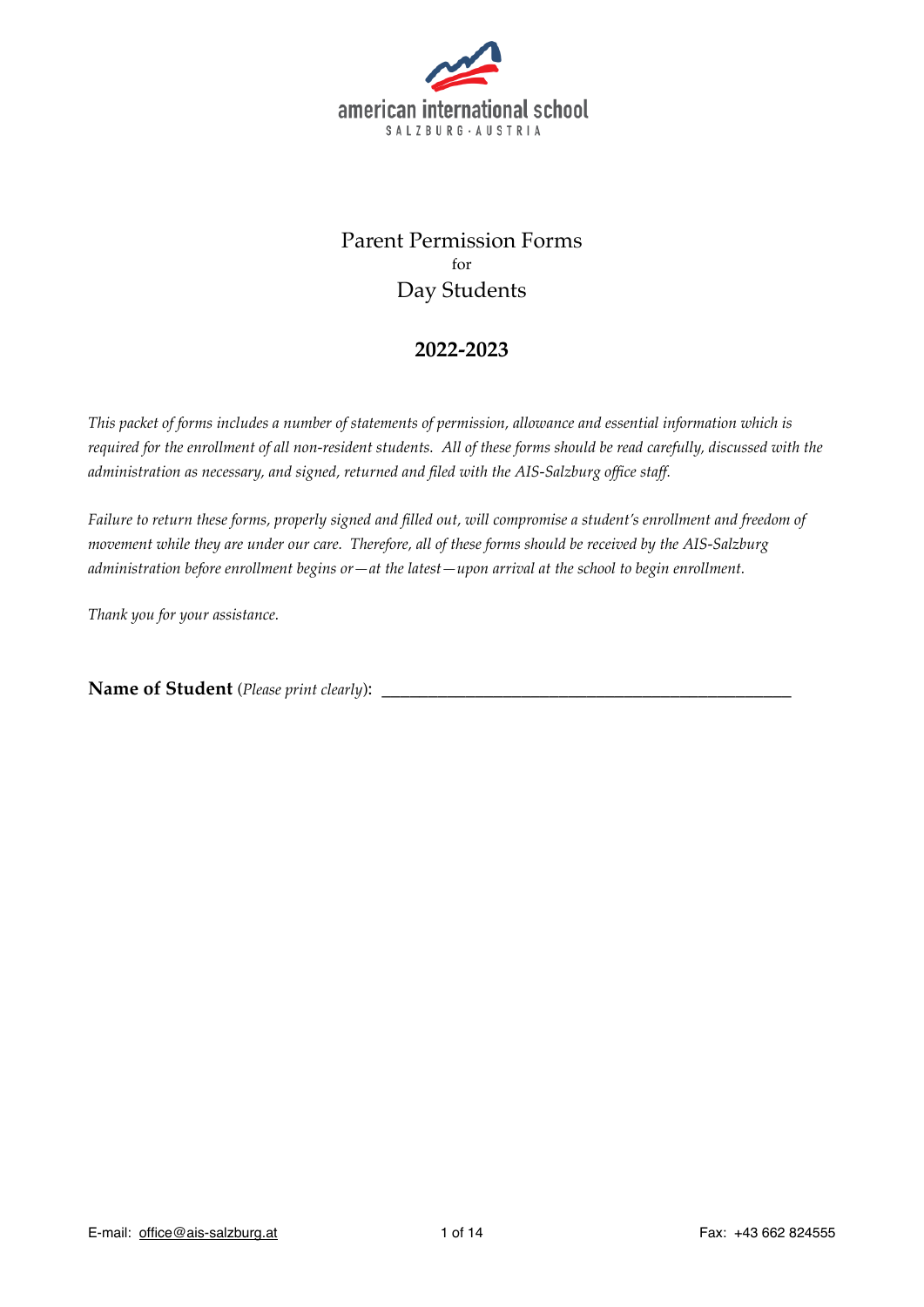american international school
SALZBURG · AUSTRIA

# Parent Permission Forms

for

# Day Students

## 2022-2023

*This packet of forms includes a number of statements of permission, allowance and essential information which is required for the enrollment of all non-resident students. All of these forms should be read carefully, discussed with the administration as necessary, and signed, returned and filed with the AIS-Salzburg office staff.*

*Failure to return these forms, properly signed and filled out, will compromise a student's enrollment and freedom of movement while they are under our care. Therefore, all of these forms should be received by the AIS-Salzburg administration before enrollment begins or—at the latest—upon arrival at the school to begin enrollment.*

*Thank you for your assistance.*

**Name of Student** (*Please print clearly*): ___________________________________________

E-mail: office@ais-salzburg.at

Fax: +43 662 824555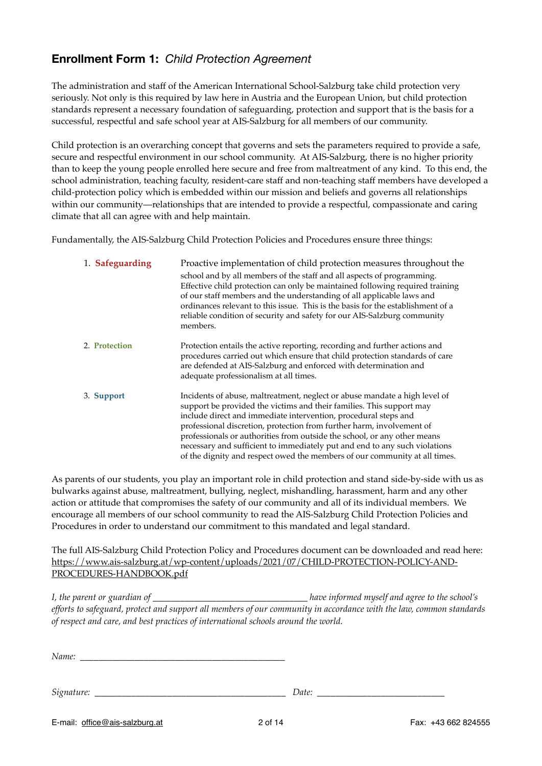## **Enrollment Form 1:** *Child Protection Agreement*

The administration and staff of the American International School-Salzburg take child protection very seriously. Not only is this required by law here in Austria and the European Union, but child protection standards represent a necessary foundation of safeguarding, protection and support that is the basis for a successful, respectful and safe school year at AIS-Salzburg for all members of our community.

Child protection is an overarching concept that governs and sets the parameters required to provide a safe, secure and respectful environment in our school community. At AIS-Salzburg, there is no higher priority than to keep the young people enrolled here secure and free from maltreatment of any kind. To this end, the school administration, teaching faculty, resident-care staff and non-teaching staff members have developed a child-protection policy which is embedded within our mission and beliefs and governs all relationships within our community—relationships that are intended to provide a respectful, compassionate and caring climate that all can agree with and help maintain.

Fundamentally, the AIS-Salzburg Child Protection Policies and Procedures ensure three things:

1. **Safeguarding** — Proactive implementation of child protection measures throughout the school and by all members of the staff and all aspects of programming. Effective child protection can only be maintained following required training of our staff members and the understanding of all applicable laws and ordinances relevant to this issue. This is the basis for the establishment of a reliable condition of security and safety for our AIS-Salzburg community members.

2. **Protection** — Protection entails the active reporting, recording and further actions and procedures carried out which ensure that child protection standards of care are defended at AIS-Salzburg and enforced with determination and adequate professionalism at all times.

3. **Support** — Incidents of abuse, maltreatment, neglect or abuse mandate a high level of support be provided the victims and their families. This support may include direct and immediate intervention, procedural steps and professional discretion, protection from further harm, involvement of professionals or authorities from outside the school, or any other means necessary and sufficient to immediately put and end to any such violations of the dignity and respect owed the members of our community at all times.

As parents of our students, you play an important role in child protection and stand side-by-side with us as bulwarks against abuse, maltreatment, bullying, neglect, mishandling, harassment, harm and any other action or attitude that compromises the safety of our community and all of its individual members. We encourage all members of our school community to read the AIS-Salzburg Child Protection Policies and Procedures in order to understand our commitment to this mandated and legal standard.

The full AIS-Salzburg Child Protection Policy and Procedures document can be downloaded and read here: https://www.ais-salzburg.at/wp-content/uploads/2021/07/CHILD-PROTECTION-POLICY-AND-PROCEDURES-HANDBOOK.pdf

*I, the parent or guardian of ________________________________ have informed myself and agree to the school's efforts to safeguard, protect and support all members of our community in accordance with the law, common standards of respect and care, and best practices of international schools around the world.*

*Name:* ____________________________________________

*Signature:* ________________________________________ *Date:* ___________________________

E-mail: office@ais-salzburg.at Fax: +43 662 824555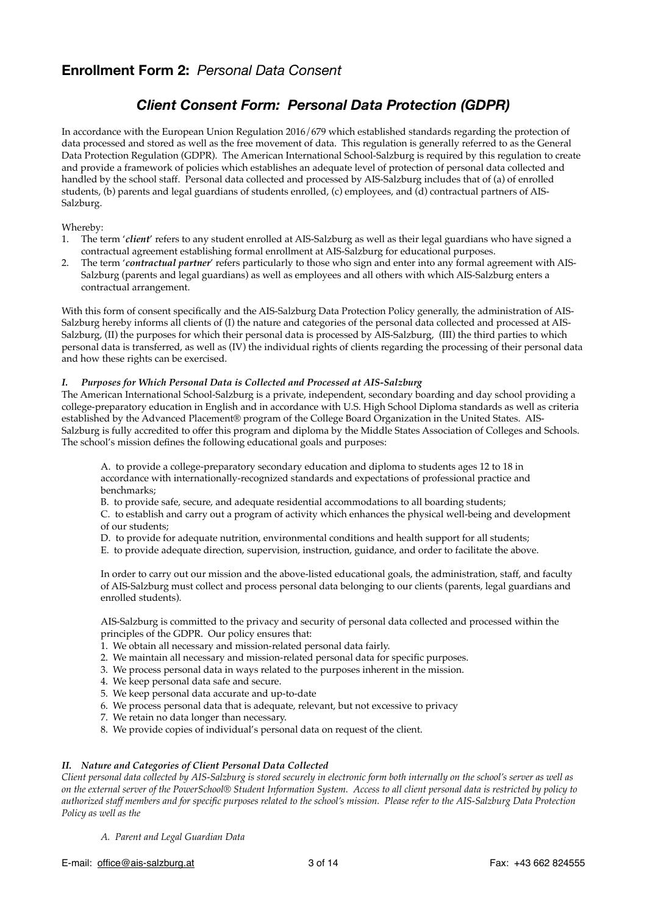## **Enrollment Form 2:** *Personal Data Consent*

# ***Client Consent Form: Personal Data Protection (GDPR)***

In accordance with the European Union Regulation 2016/679 which established standards regarding the protection of data processed and stored as well as the free movement of data. This regulation is generally referred to as the General Data Protection Regulation (GDPR). The American International School-Salzburg is required by this regulation to create and provide a framework of policies which establishes an adequate level of protection of personal data collected and handled by the school staff. Personal data collected and processed by AIS-Salzburg includes that of (a) of enrolled students, (b) parents and legal guardians of students enrolled, (c) employees, and (d) contractual partners of AIS-Salzburg.

Whereby:

1. The term '***client***' refers to any student enrolled at AIS-Salzburg as well as their legal guardians who have signed a contractual agreement establishing formal enrollment at AIS-Salzburg for educational purposes.
2. The term '***contractual partner***' refers particularly to those who sign and enter into any formal agreement with AIS-Salzburg (parents and legal guardians) as well as employees and all others with which AIS-Salzburg enters a contractual arrangement.

With this form of consent specifically and the AIS-Salzburg Data Protection Policy generally, the administration of AIS-Salzburg hereby informs all clients of (I) the nature and categories of the personal data collected and processed at AIS-Salzburg, (II) the purposes for which their personal data is processed by AIS-Salzburg, (III) the third parties to which personal data is transferred, as well as (IV) the individual rights of clients regarding the processing of their personal data and how these rights can be exercised.

### ***I. Purposes for Which Personal Data is Collected and Processed at AIS-Salzburg***

The American International School-Salzburg is a private, independent, secondary boarding and day school providing a college-preparatory education in English and in accordance with U.S. High School Diploma standards as well as criteria established by the Advanced Placement® program of the College Board Organization in the United States. AIS-Salzburg is fully accredited to offer this program and diploma by the Middle States Association of Colleges and Schools. The school's mission defines the following educational goals and purposes:

> A. to provide a college-preparatory secondary education and diploma to students ages 12 to 18 in accordance with internationally-recognized standards and expectations of professional practice and benchmarks;
>
> B. to provide safe, secure, and adequate residential accommodations to all boarding students;
>
> C. to establish and carry out a program of activity which enhances the physical well-being and development of our students;
>
> D. to provide for adequate nutrition, environmental conditions and health support for all students;
>
> E. to provide adequate direction, supervision, instruction, guidance, and order to facilitate the above.
>
> In order to carry out our mission and the above-listed educational goals, the administration, staff, and faculty of AIS-Salzburg must collect and process personal data belonging to our clients (parents, legal guardians and enrolled students).
>
> AIS-Salzburg is committed to the privacy and security of personal data collected and processed within the principles of the GDPR. Our policy ensures that:
>
> 1. We obtain all necessary and mission-related personal data fairly.
> 2. We maintain all necessary and mission-related personal data for specific purposes.
> 3. We process personal data in ways related to the purposes inherent in the mission.
> 4. We keep personal data safe and secure.
> 5. We keep personal data accurate and up-to-date
> 6. We process personal data that is adequate, relevant, but not excessive to privacy
> 7. We retain no data longer than necessary.
> 8. We provide copies of individual's personal data on request of the client.

### ***II. Nature and Categories of Client Personal Data Collected***

*Client personal data collected by AIS-Salzburg is stored securely in electronic form both internally on the school's server as well as on the external server of the PowerSchool® Student Information System. Access to all client personal data is restricted by policy to authorized staff members and for specific purposes related to the school's mission. Please refer to the AIS-Salzburg Data Protection Policy as well as the*

> *A. Parent and Legal Guardian Data*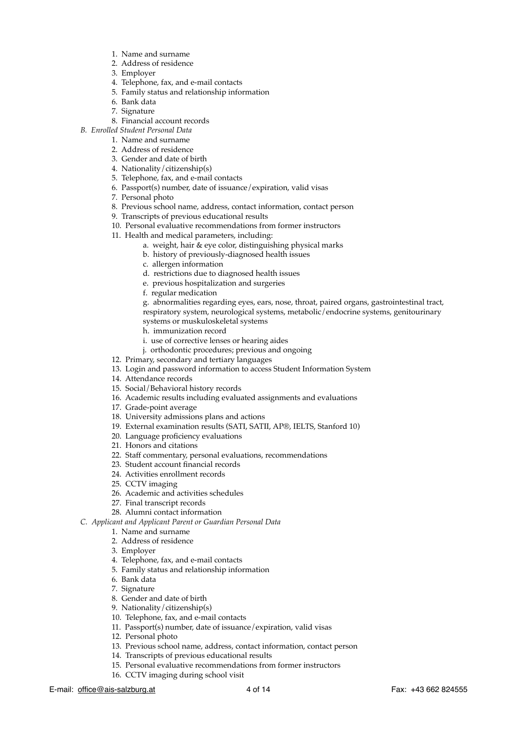1. Name and surname
2. Address of residence
3. Employer
4. Telephone, fax, and e-mail contacts
5. Family status and relationship information
6. Bank data
7. Signature
8. Financial account records

B. *Enrolled Student Personal Data*

1. Name and surname
2. Address of residence
3. Gender and date of birth
4. Nationality/citizenship(s)
5. Telephone, fax, and e-mail contacts
6. Passport(s) number, date of issuance/expiration, valid visas
7. Personal photo
8. Previous school name, address, contact information, contact person
9. Transcripts of previous educational results
10. Personal evaluative recommendations from former instructors
11. Health and medical parameters, including:
    a. weight, hair & eye color, distinguishing physical marks
    b. history of previously-diagnosed health issues
    c. allergen information
    d. restrictions due to diagnosed health issues
    e. previous hospitalization and surgeries
    f. regular medication
    g. abnormalities regarding eyes, ears, nose, throat, paired organs, gastrointestinal tract, respiratory system, neurological systems, metabolic/endocrine systems, genitourinary systems or muskuloskeletal systems
    h. immunization record
    i. use of corrective lenses or hearing aides
    j. orthodontic procedures; previous and ongoing
12. Primary, secondary and tertiary languages
13. Login and password information to access Student Information System
14. Attendance records
15. Social/Behavioral history records
16. Academic results including evaluated assignments and evaluations
17. Grade-point average
18. University admissions plans and actions
19. External examination results (SATI, SATII, AP®, IELTS, Stanford 10)
20. Language proficiency evaluations
21. Honors and citations
22. Staff commentary, personal evaluations, recommendations
23. Student account financial records
24. Activities enrollment records
25. CCTV imaging
26. Academic and activities schedules
27. Final transcript records
28. Alumni contact information

C. *Applicant and Applicant Parent or Guardian Personal Data*

1. Name and surname
2. Address of residence
3. Employer
4. Telephone, fax, and e-mail contacts
5. Family status and relationship information
6. Bank data
7. Signature
8. Gender and date of birth
9. Nationality/citizenship(s)
10. Telephone, fax, and e-mail contacts
11. Passport(s) number, date of issuance/expiration, valid visas
12. Personal photo
13. Previous school name, address, contact information, contact person
14. Transcripts of previous educational results
15. Personal evaluative recommendations from former instructors
16. CCTV imaging during school visit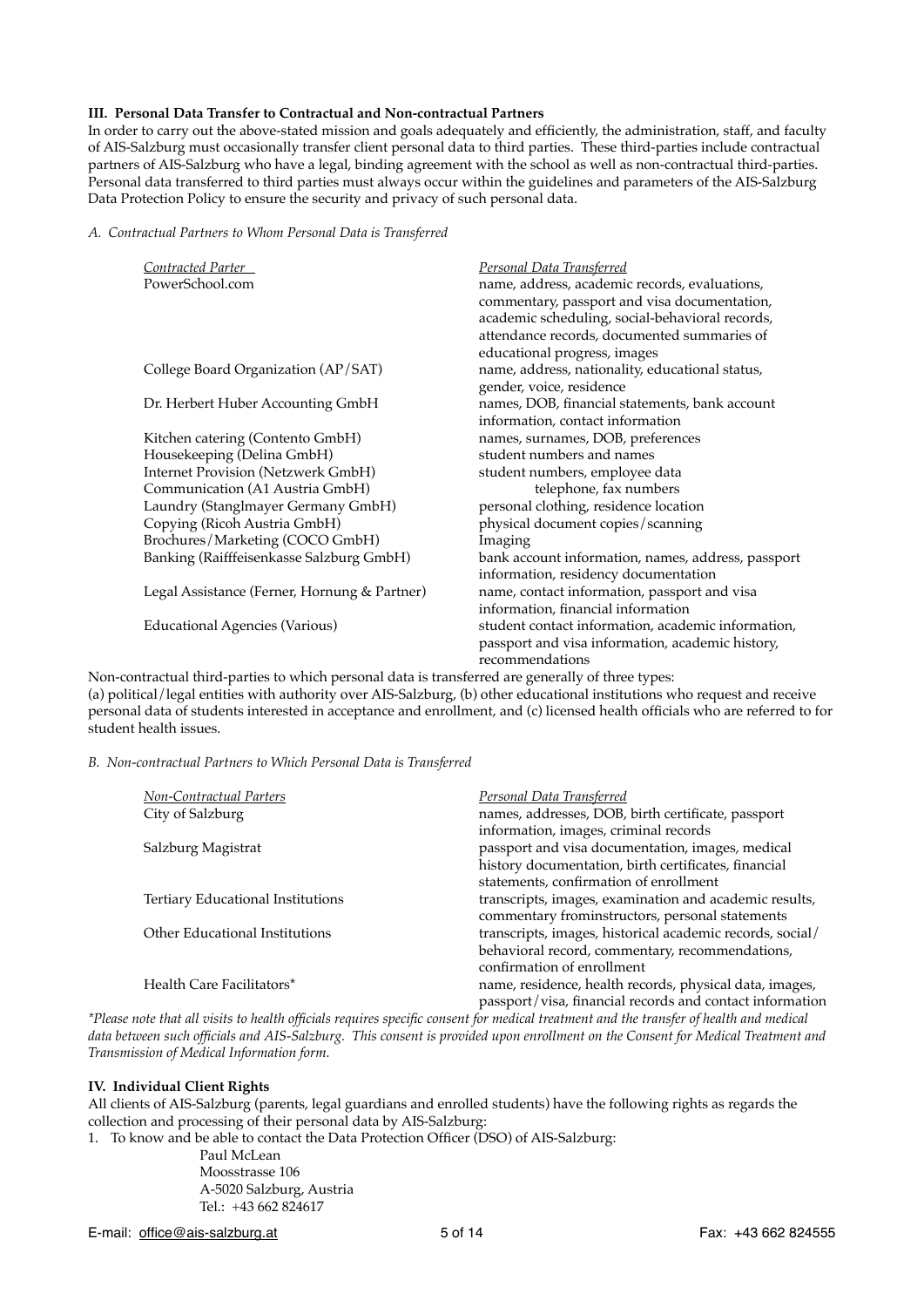### III. Personal Data Transfer to Contractual and Non-contractual Partners

In order to carry out the above-stated mission and goals adequately and efficiently, the administration, staff, and faculty of AIS-Salzburg must occasionally transfer client personal data to third parties. These third-parties include contractual partners of AIS-Salzburg who have a legal, binding agreement with the school as well as non-contractual third-parties. Personal data transferred to third parties must always occur within the guidelines and parameters of the AIS-Salzburg Data Protection Policy to ensure the security and privacy of such personal data.

*A. Contractual Partners to Whom Personal Data is Transferred*

| Contracted Parter | Personal Data Transferred |
|---|---|
| PowerSchool.com | name, address, academic records, evaluations, commentary, passport and visa documentation, academic scheduling, social-behavioral records, attendance records, documented summaries of educational progress, images |
| College Board Organization (AP/SAT) | name, address, nationality, educational status, gender, voice, residence |
| Dr. Herbert Huber Accounting GmbH | names, DOB, financial statements, bank account information, contact information |
| Kitchen catering (Contento GmbH) | names, surnames, DOB, preferences |
| Housekeeping (Delina GmbH) | student numbers and names |
| Internet Provision (Netzwerk GmbH) | student numbers, employee data |
| Communication (A1 Austria GmbH) | telephone, fax numbers |
| Laundry (Stanglmayer Germany GmbH) | personal clothing, residence location |
| Copying (Ricoh Austria GmbH) | physical document copies/scanning |
| Brochures/Marketing (COCO GmbH) | Imaging |
| Banking (Raifffeisenkasse Salzburg GmbH) | bank account information, names, address, passport information, residency documentation |
| Legal Assistance (Ferner, Hornung & Partner) | name, contact information, passport and visa information, financial information |
| Educational Agencies (Various) | student contact information, academic information, passport and visa information, academic history, recommendations |

Non-contractual third-parties to which personal data is transferred are generally of three types:
(a) political/legal entities with authority over AIS-Salzburg, (b) other educational institutions who request and receive personal data of students interested in acceptance and enrollment, and (c) licensed health officials who are referred to for student health issues.

*B. Non-contractual Partners to Which Personal Data is Transferred*

| Non-Contractual Parters | Personal Data Transferred |
|---|---|
| City of Salzburg | names, addresses, DOB, birth certificate, passport information, images, criminal records |
| Salzburg Magistrat | passport and visa documentation, images, medical history documentation, birth certificates, financial statements, confirmation of enrollment |
| Tertiary Educational Institutions | transcripts, images, examination and academic results, commentary frominstructors, personal statements |
| Other Educational Institutions | transcripts, images, historical academic records, social/behavioral record, commentary, recommendations, confirmation of enrollment |
| Health Care Facilitators* | name, residence, health records, physical data, images, passport/visa, financial records and contact information |

*\*Please note that all visits to health officials requires specific consent for medical treatment and the transfer of health and medical data between such officials and AIS-Salzburg. This consent is provided upon enrollment on the Consent for Medical Treatment and Transmission of Medical Information form.*

### IV. Individual Client Rights

All clients of AIS-Salzburg (parents, legal guardians and enrolled students) have the following rights as regards the collection and processing of their personal data by AIS-Salzburg:

1. To know and be able to contact the Data Protection Officer (DSO) of AIS-Salzburg:

   Paul McLean
   Moosstrasse 106
   A-5020 Salzburg, Austria
   Tel.: +43 662 824617

E-mail: office@ais-salzburg.at    Fax: +43 662 824555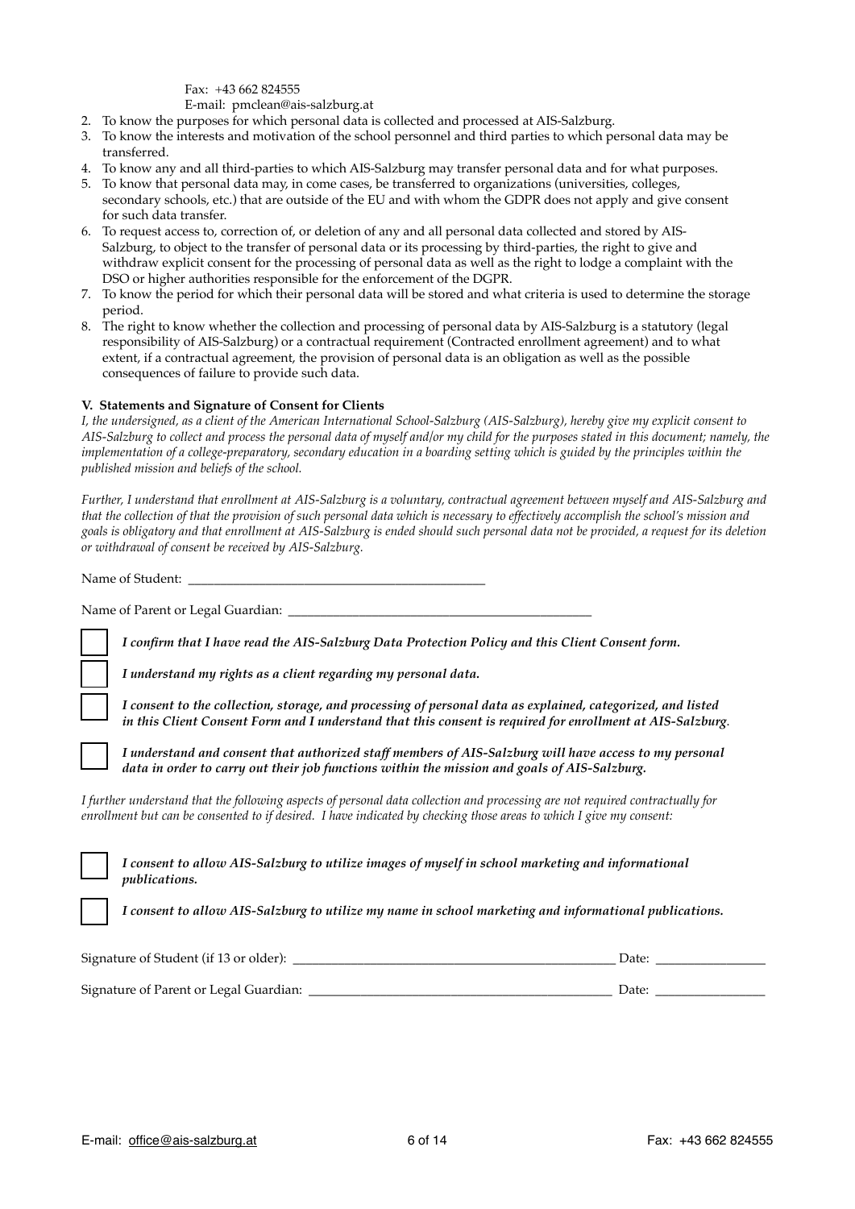Fax: +43 662 824555
E-mail: pmclean@ais-salzburg.at

2. To know the purposes for which personal data is collected and processed at AIS-Salzburg.
3. To know the interests and motivation of the school personnel and third parties to which personal data may be transferred.
4. To know any and all third-parties to which AIS-Salzburg may transfer personal data and for what purposes.
5. To know that personal data may, in come cases, be transferred to organizations (universities, colleges, secondary schools, etc.) that are outside of the EU and with whom the GDPR does not apply and give consent for such data transfer.
6. To request access to, correction of, or deletion of any and all personal data collected and stored by AIS-Salzburg, to object to the transfer of personal data or its processing by third-parties, the right to give and withdraw explicit consent for the processing of personal data as well as the right to lodge a complaint with the DSO or higher authorities responsible for the enforcement of the DGPR.
7. To know the period for which their personal data will be stored and what criteria is used to determine the storage period.
8. The right to know whether the collection and processing of personal data by AIS-Salzburg is a statutory (legal responsibility of AIS-Salzburg) or a contractual requirement (Contracted enrollment agreement) and to what extent, if a contractual agreement, the provision of personal data is an obligation as well as the possible consequences of failure to provide such data.

**V. Statements and Signature of Consent for Clients**

*I, the undersigned, as a client of the American International School-Salzburg (AIS-Salzburg), hereby give my explicit consent to AIS-Salzburg to collect and process the personal data of myself and/or my child for the purposes stated in this document; namely, the implementation of a college-preparatory, secondary education in a boarding setting which is guided by the principles within the published mission and beliefs of the school.*

*Further, I understand that enrollment at AIS-Salzburg is a voluntary, contractual agreement between myself and AIS-Salzburg and that the collection of that the provision of such personal data which is necessary to effectively accomplish the school's mission and goals is obligatory and that enrollment at AIS-Salzburg is ended should such personal data not be provided, a request for its deletion or withdrawal of consent be received by AIS-Salzburg.*

Name of Student: _______________________________________________

Name of Parent or Legal Guardian: _______________________________________________

☐ ***I confirm that I have read the AIS-Salzburg Data Protection Policy and this Client Consent form.***

☐ ***I understand my rights as a client regarding my personal data.***

☐ ***I consent to the collection, storage, and processing of personal data as explained, categorized, and listed in this Client Consent Form and I understand that this consent is required for enrollment at AIS-Salzburg.***

☐ ***I understand and consent that authorized staff members of AIS-Salzburg will have access to my personal data in order to carry out their job functions within the mission and goals of AIS-Salzburg.***

*I further understand that the following aspects of personal data collection and processing are not required contractually for enrollment but can be consented to if desired. I have indicated by checking those areas to which I give my consent:*

☐ ***I consent to allow AIS-Salzburg to utilize images of myself in school marketing and informational publications.***

☐ ***I consent to allow AIS-Salzburg to utilize my name in school marketing and informational publications.***

Signature of Student (if 13 or older): ___________________________________________________ Date: _________________

Signature of Parent or Legal Guardian: ________________________________________________ Date: _________________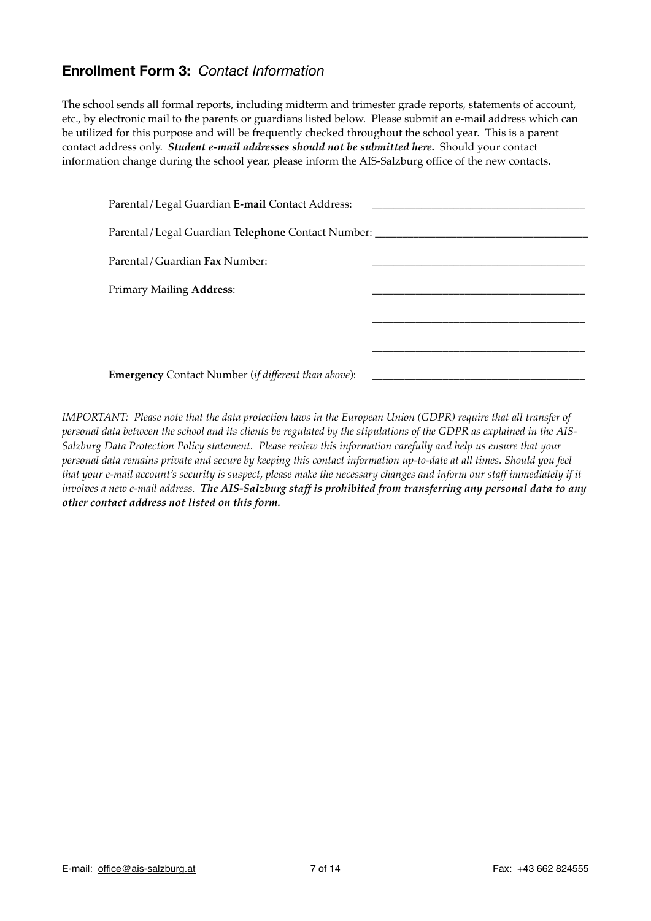## **Enrollment Form 3:** *Contact Information*

The school sends all formal reports, including midterm and trimester grade reports, statements of account, etc., by electronic mail to the parents or guardians listed below. Please submit an e-mail address which can be utilized for this purpose and will be frequently checked throughout the school year. This is a parent contact address only. ***Student e-mail addresses should not be submitted here.*** Should your contact information change during the school year, please inform the AIS-Salzburg office of the new contacts.

Parental/Legal Guardian **E-mail** Contact Address: ______________________________________

Parental/Legal Guardian **Telephone** Contact Number: ______________________________________

Parental/Guardian **Fax** Number: ______________________________________

Primary Mailing **Address**: ______________________________________

______________________________________

______________________________________

**Emergency** Contact Number (*if different than above*): ______________________________________

*IMPORTANT: Please note that the data protection laws in the European Union (GDPR) require that all transfer of personal data between the school and its clients be regulated by the stipulations of the GDPR as explained in the AIS-Salzburg Data Protection Policy statement. Please review this information carefully and help us ensure that your personal data remains private and secure by keeping this contact information up-to-date at all times. Should you feel that your e-mail account's security is suspect, please make the necessary changes and inform our staff immediately if it involves a new e-mail address.* ***The AIS-Salzburg staff is prohibited from transferring any personal data to any other contact address not listed on this form.***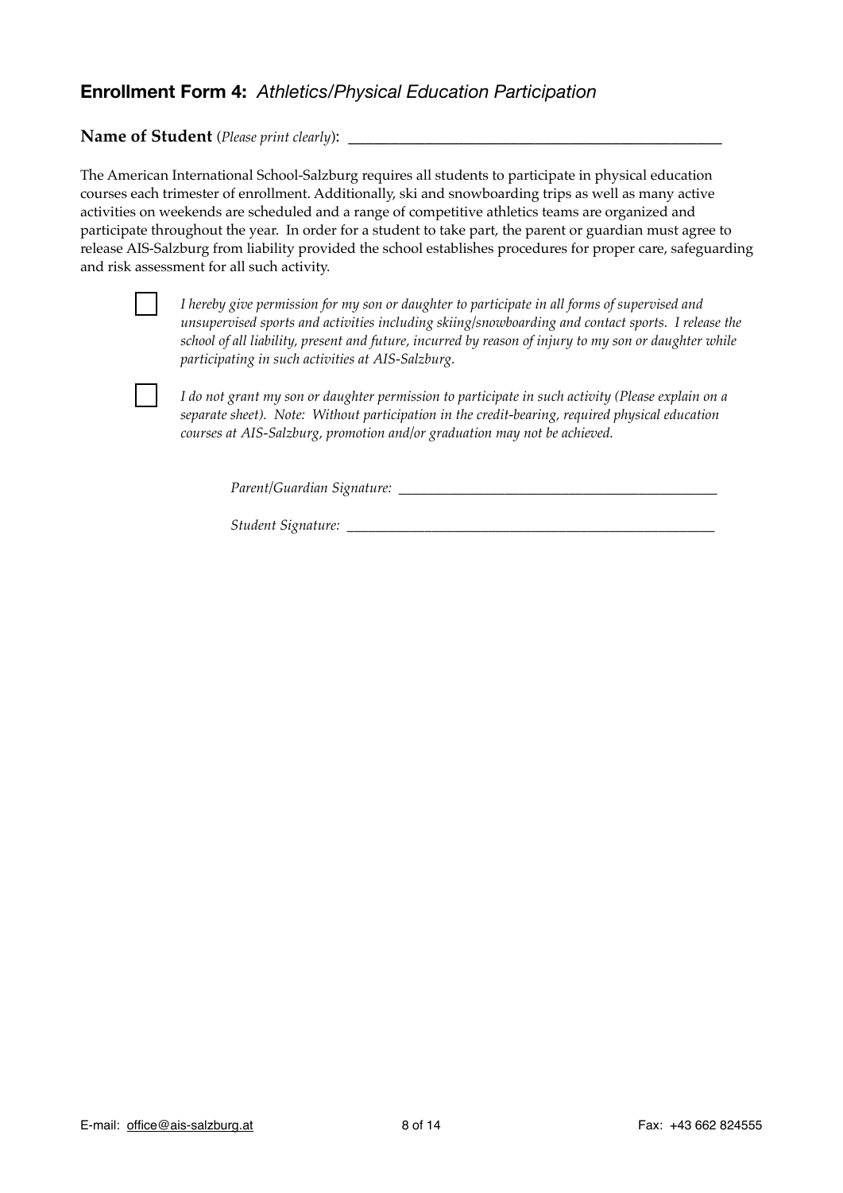## **Enrollment Form 4:** *Athletics/Physical Education Participation*

**Name of Student** (*Please print clearly*): ___________________________________________

The American International School-Salzburg requires all students to participate in physical education courses each trimester of enrollment. Additionally, ski and snowboarding trips as well as many active activities on weekends are scheduled and a range of competitive athletics teams are organized and participate throughout the year. In order for a student to take part, the parent or guardian must agree to release AIS-Salzburg from liability provided the school establishes procedures for proper care, safeguarding and risk assessment for all such activity.

☐ *I hereby give permission for my son or daughter to participate in all forms of supervised and unsupervised sports and activities including skiing/snowboarding and contact sports. I release the school of all liability, present and future, incurred by reason of injury to my son or daughter while participating in such activities at AIS-Salzburg.*

☐ *I do not grant my son or daughter permission to participate in such activity (Please explain on a separate sheet). Note: Without participation in the credit-bearing, required physical education courses at AIS-Salzburg, promotion and/or graduation may not be achieved.*

*Parent/Guardian Signature:* ___________________________________________

*Student Signature:* ___________________________________________

E-mail: office@ais-salzburg.at

Fax: +43 662 824555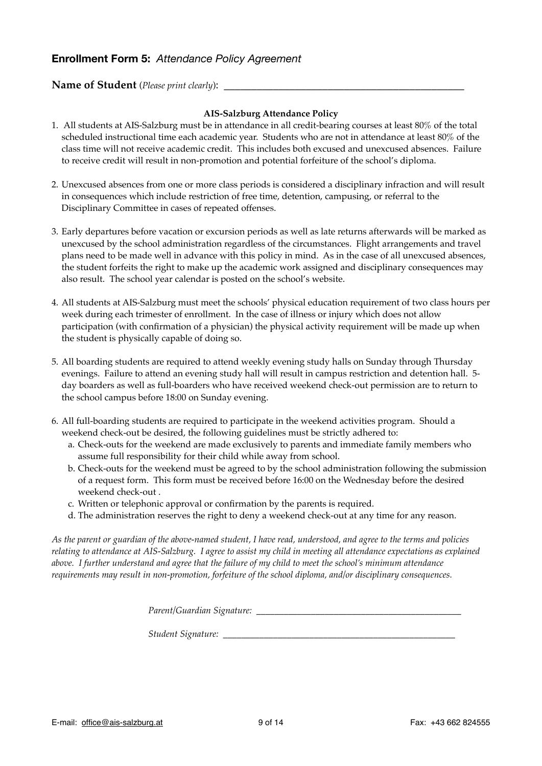### **Enrollment Form 5:** *Attendance Policy Agreement*

**Name of Student** (*Please print clearly*): \_\_\_\_\_\_\_\_\_\_\_\_\_\_\_\_\_\_\_\_\_\_\_\_\_\_\_\_\_\_\_\_\_\_\_\_\_\_\_\_\_\_\_\_\_\_\_\_

**AIS-Salzburg Attendance Policy**

1. All students at AIS-Salzburg must be in attendance in all credit-bearing courses at least 80% of the total scheduled instructional time each academic year. Students who are not in attendance at least 80% of the class time will not receive academic credit. This includes both excused and unexcused absences. Failure to receive credit will result in non-promotion and potential forfeiture of the school's diploma.

2. Unexcused absences from one or more class periods is considered a disciplinary infraction and will result in consequences which include restriction of free time, detention, campusing, or referral to the Disciplinary Committee in cases of repeated offenses.

3. Early departures before vacation or excursion periods as well as late returns afterwards will be marked as unexcused by the school administration regardless of the circumstances. Flight arrangements and travel plans need to be made well in advance with this policy in mind. As in the case of all unexcused absences, the student forfeits the right to make up the academic work assigned and disciplinary consequences may also result. The school year calendar is posted on the school's website.

4. All students at AIS-Salzburg must meet the schools' physical education requirement of two class hours per week during each trimester of enrollment. In the case of illness or injury which does not allow participation (with confirmation of a physician) the physical activity requirement will be made up when the student is physically capable of doing so.

5. All boarding students are required to attend weekly evening study halls on Sunday through Thursday evenings. Failure to attend an evening study hall will result in campus restriction and detention hall. 5-day boarders as well as full-boarders who have received weekend check-out permission are to return to the school campus before 18:00 on Sunday evening.

6. All full-boarding students are required to participate in the weekend activities program. Should a weekend check-out be desired, the following guidelines must be strictly adhered to:
   a. Check-outs for the weekend are made exclusively to parents and immediate family members who assume full responsibility for their child while away from school.
   b. Check-outs for the weekend must be agreed to by the school administration following the submission of a request form. This form must be received before 16:00 on the Wednesday before the desired weekend check-out .
   c. Written or telephonic approval or confirmation by the parents is required.
   d. The administration reserves the right to deny a weekend check-out at any time for any reason.

*As the parent or guardian of the above-named student, I have read, understood, and agree to the terms and policies relating to attendance at AIS-Salzburg. I agree to assist my child in meeting all attendance expectations as explained above. I further understand and agree that the failure of my child to meet the school's minimum attendance requirements may result in non-promotion, forfeiture of the school diploma, and/or disciplinary consequences.*

*Parent/Guardian Signature:* \_\_\_\_\_\_\_\_\_\_\_\_\_\_\_\_\_\_\_\_\_\_\_\_\_\_\_\_\_\_\_\_\_\_\_\_\_\_\_\_\_\_\_\_

*Student Signature:* \_\_\_\_\_\_\_\_\_\_\_\_\_\_\_\_\_\_\_\_\_\_\_\_\_\_\_\_\_\_\_\_\_\_\_\_\_\_\_\_\_\_\_\_\_\_\_\_\_\_

E-mail: office@ais-salzburg.at Fax: +43 662 824555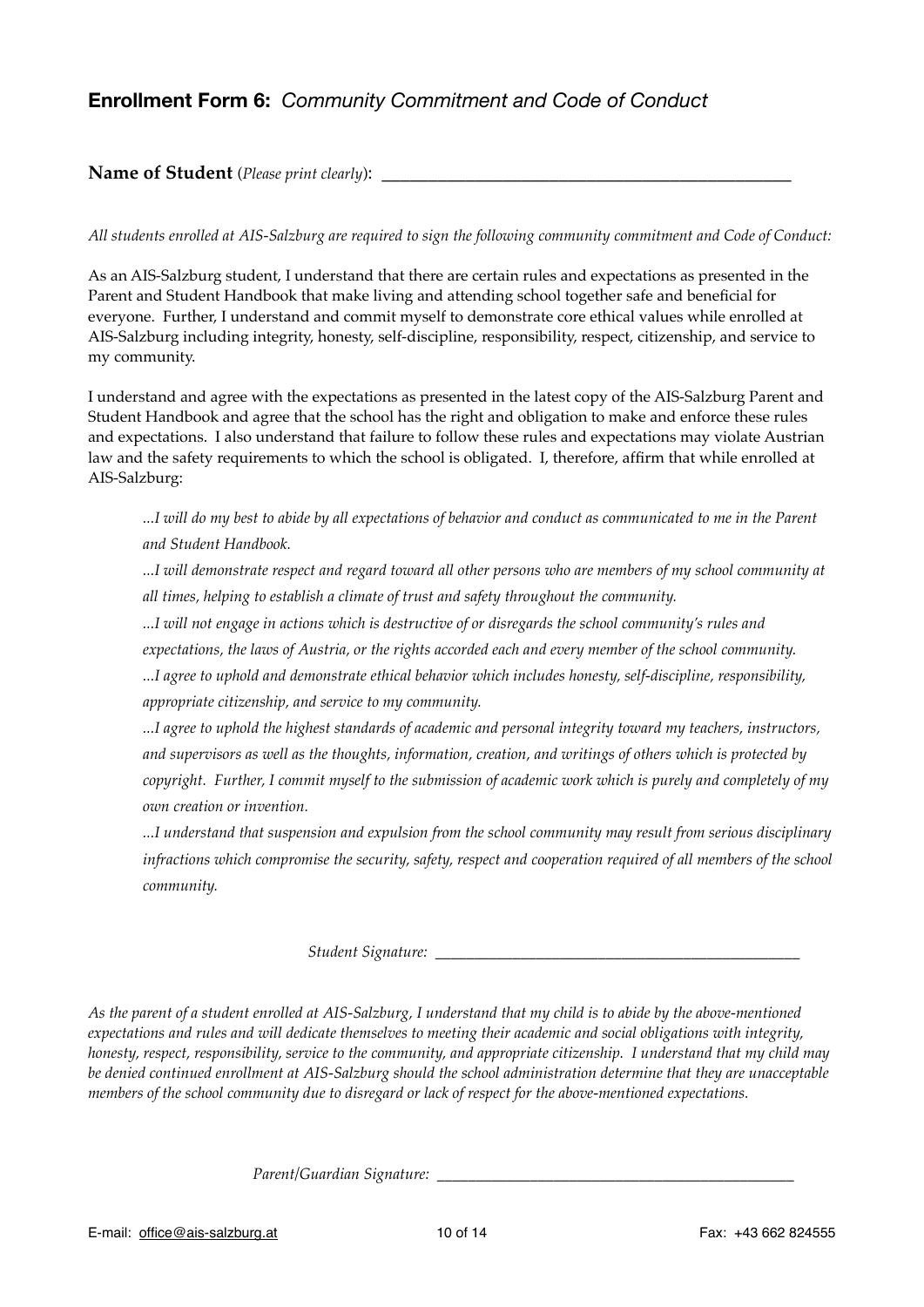## **Enrollment Form 6:** *Community Commitment and Code of Conduct*

**Name of Student** (*Please print clearly*): _______________________________________________

*All students enrolled at AIS-Salzburg are required to sign the following community commitment and Code of Conduct:*

As an AIS-Salzburg student, I understand that there are certain rules and expectations as presented in the Parent and Student Handbook that make living and attending school together safe and beneficial for everyone. Further, I understand and commit myself to demonstrate core ethical values while enrolled at AIS-Salzburg including integrity, honesty, self-discipline, responsibility, respect, citizenship, and service to my community.

I understand and agree with the expectations as presented in the latest copy of the AIS-Salzburg Parent and Student Handbook and agree that the school has the right and obligation to make and enforce these rules and expectations. I also understand that failure to follow these rules and expectations may violate Austrian law and the safety requirements to which the school is obligated. I, therefore, affirm that while enrolled at AIS-Salzburg:

> *...I will do my best to abide by all expectations of behavior and conduct as communicated to me in the Parent and Student Handbook.*
>
> *...I will demonstrate respect and regard toward all other persons who are members of my school community at all times, helping to establish a climate of trust and safety throughout the community.*
>
> *...I will not engage in actions which is destructive of or disregards the school community's rules and expectations, the laws of Austria, or the rights accorded each and every member of the school community.*
>
> *...I agree to uphold and demonstrate ethical behavior which includes honesty, self-discipline, responsibility, appropriate citizenship, and service to my community.*
>
> *...I agree to uphold the highest standards of academic and personal integrity toward my teachers, instructors, and supervisors as well as the thoughts, information, creation, and writings of others which is protected by copyright. Further, I commit myself to the submission of academic work which is purely and completely of my own creation or invention.*
>
> *...I understand that suspension and expulsion from the school community may result from serious disciplinary infractions which compromise the security, safety, respect and cooperation required of all members of the school community.*

*Student Signature:* _______________________________________________

*As the parent of a student enrolled at AIS-Salzburg, I understand that my child is to abide by the above-mentioned expectations and rules and will dedicate themselves to meeting their academic and social obligations with integrity, honesty, respect, responsibility, service to the community, and appropriate citizenship. I understand that my child may be denied continued enrollment at AIS-Salzburg should the school administration determine that they are unacceptable members of the school community due to disregard or lack of respect for the above-mentioned expectations.*

*Parent/Guardian Signature:* _______________________________________________

E-mail: office@ais-salzburg.at    Fax: +43 662 824555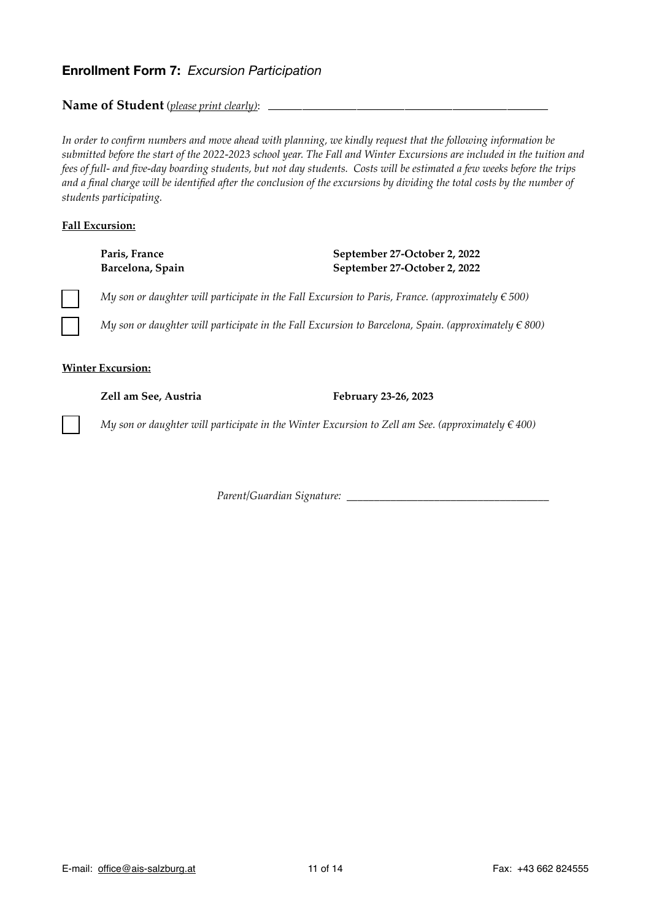## **Enrollment Form 7:** *Excursion Participation*

**Name of Student** (*please print clearly*): ______________________________________________

*In order to confirm numbers and move ahead with planning, we kindly request that the following information be submitted before the start of the 2022-2023 school year. The Fall and Winter Excursions are included in the tuition and fees of full- and five-day boarding students, but not day students. Costs will be estimated a few weeks before the trips and a final charge will be identified after the conclusion of the excursions by dividing the total costs by the number of students participating.*

**Fall Excursion:**

| | |
|---|---|
| **Paris, France** | **September 27-October 2, 2022** |
| **Barcelona, Spain** | **September 27-October 2, 2022** |

☐ *My son or daughter will participate in the Fall Excursion to Paris, France. (approximately € 500)*

☐ *My son or daughter will participate in the Fall Excursion to Barcelona, Spain. (approximately € 800)*

**Winter Excursion:**

| | |
|---|---|
| **Zell am See, Austria** | **February 23-26, 2023** |

☐ *My son or daughter will participate in the Winter Excursion to Zell am See. (approximately € 400)*

*Parent/Guardian Signature:* ______________________________________

E-mail: office@ais-salzburg.at Fax: +43 662 824555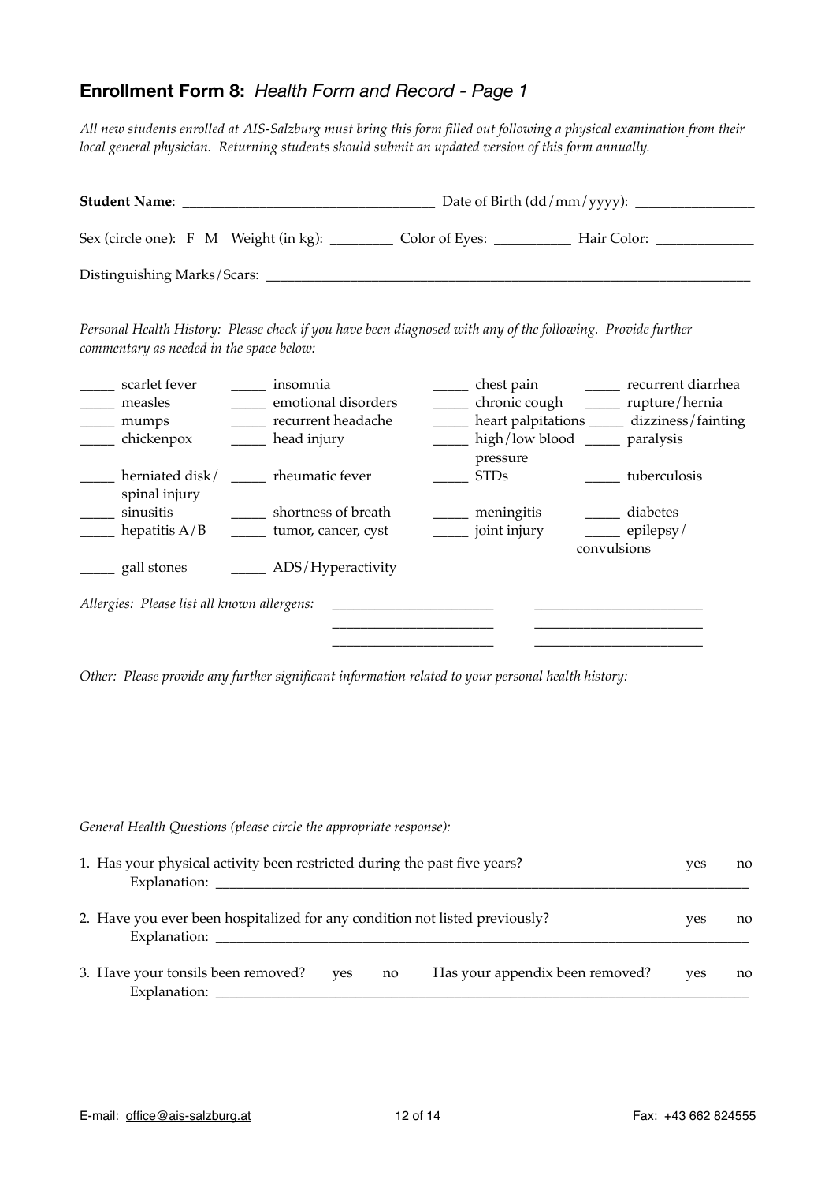## **Enrollment Form 8:** *Health Form and Record - Page 1*

*All new students enrolled at AIS-Salzburg must bring this form filled out following a physical examination from their local general physician. Returning students should submit an updated version of this form annually.*

**Student Name**: ___________________________________ Date of Birth (dd/mm/yyyy): ________________

Sex (circle one): F M Weight (in kg): _________ Color of Eyes: ___________ Hair Color: ______________

Distinguishing Marks/Scars: ______________________________________________________________________

*Personal Health History: Please check if you have been diagnosed with any of the following. Provide further commentary as needed in the space below:*

| | | | |
|---|---|---|---|
| _____ scarlet fever | _____ insomnia | _____ chest pain | _____ recurrent diarrhea |
| _____ measles | _____ emotional disorders | _____ chronic cough | _____ rupture/hernia |
| _____ mumps | _____ recurrent headache | _____ heart palpitations | _____ dizziness/fainting |
| _____ chickenpox | _____ head injury | _____ high/low blood pressure | _____ paralysis |
| _____ herniated disk/ spinal injury | _____ rheumatic fever | _____ STDs | _____ tuberculosis |
| _____ sinusitis | _____ shortness of breath | _____ meningitis | _____ diabetes |
| _____ hepatitis A/B | _____ tumor, cancer, cyst | _____ joint injury | _____ epilepsy/ convulsions |
| _____ gall stones | _____ ADS/Hyperactivity | | |

*Allergies: Please list all known allergens:* ______________________ ______________________
______________________ ______________________
______________________ ______________________

*Other: Please provide any further significant information related to your personal health history:*

*General Health Questions (please circle the appropriate response):*

1. Has your physical activity been restricted during the past five years? yes no
   Explanation: ____________________________________________________________________________

2. Have you ever been hospitalized for any condition not listed previously? yes no
   Explanation: ____________________________________________________________________________

3. Have your tonsils been removed? yes no Has your appendix been removed? yes no
   Explanation: ____________________________________________________________________________

E-mail: office@ais-salzburg.at Fax: +43 662 824555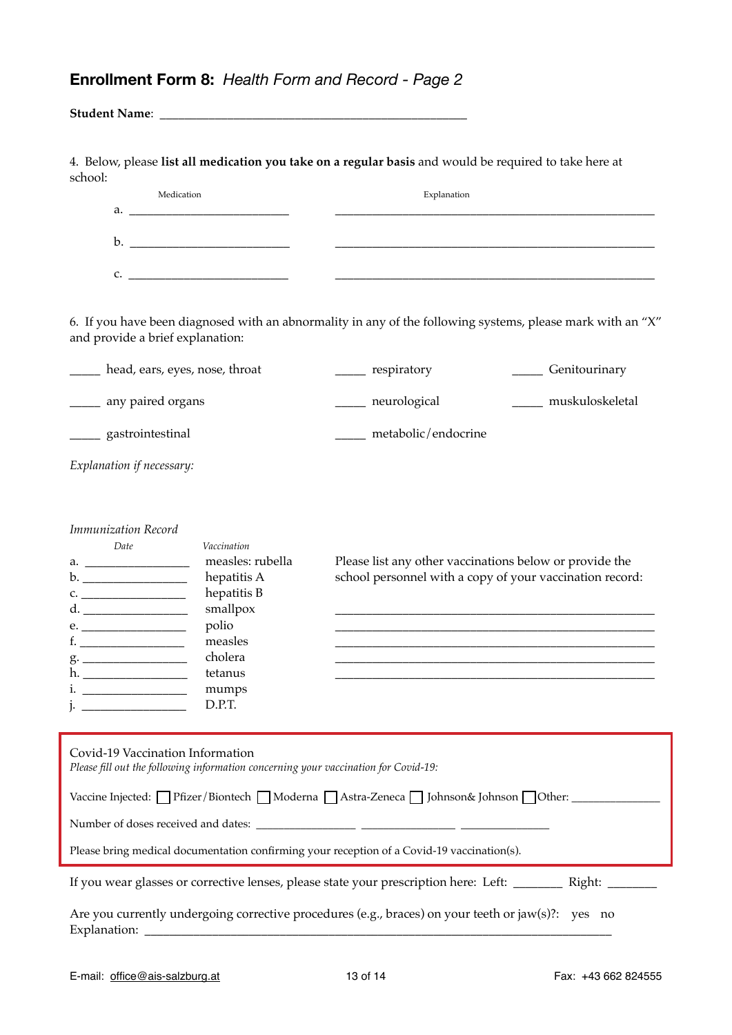## **Enrollment Form 8:** *Health Form and Record - Page 2*

**Student Name**: ____________________________________________

4. Below, please **list all medication you take on a regular basis** and would be required to take here at school:

| | Medication | Explanation |
|---|---|---|
| a. | ________________________ | ________________________________________________ |
| b. | ________________________ | ________________________________________________ |
| c. | ________________________ | ________________________________________________ |

6. If you have been diagnosed with an abnormality in any of the following systems, please mark with an "X" and provide a brief explanation:

_____ head, ears, eyes, nose, throat
_____ respiratory
_____ Genitourinary
_____ any paired organs
_____ neurological
_____ muskuloskeletal
_____ gastrointestinal
_____ metabolic/endocrine

*Explanation if necessary:*

*Immunization Record*

| | *Date* | *Vaccination* |
|---|---|---|
| a. | ________________ | measles: rubella |
| b. | ________________ | hepatitis A |
| c. | ________________ | hepatitis B |
| d. | ________________ | smallpox |
| e. | ________________ | polio |
| f. | ________________ | measles |
| g. | ________________ | cholera |
| h. | ________________ | tetanus |
| i. | ________________ | mumps |
| j. | ________________ | D.P.T. |

Please list any other vaccinations below or provide the school personnel with a copy of your vaccination record:

________________________________________________
________________________________________________
________________________________________________
________________________________________________
________________________________________________

Covid-19 Vaccination Information
*Please fill out the following information concerning your vaccination for Covid-19:*

Vaccine Injected: ☐ Pfizer/Biontech ☐ Moderna ☐ Astra-Zeneca ☐ Johnson& Johnson ☐ Other: ______________

Number of doses received and dates: ________________ ________________ ________________

Please bring medical documentation confirming your reception of a Covid-19 vaccination(s).

If you wear glasses or corrective lenses, please state your prescription here: Left: ________ Right: ________

Are you currently undergoing corrective procedures (e.g., braces) on your teeth or jaw(s)?: yes no
Explanation: ____________________________________________________________________________

E-mail: office@ais-salzburg.at

Fax: +43 662 824555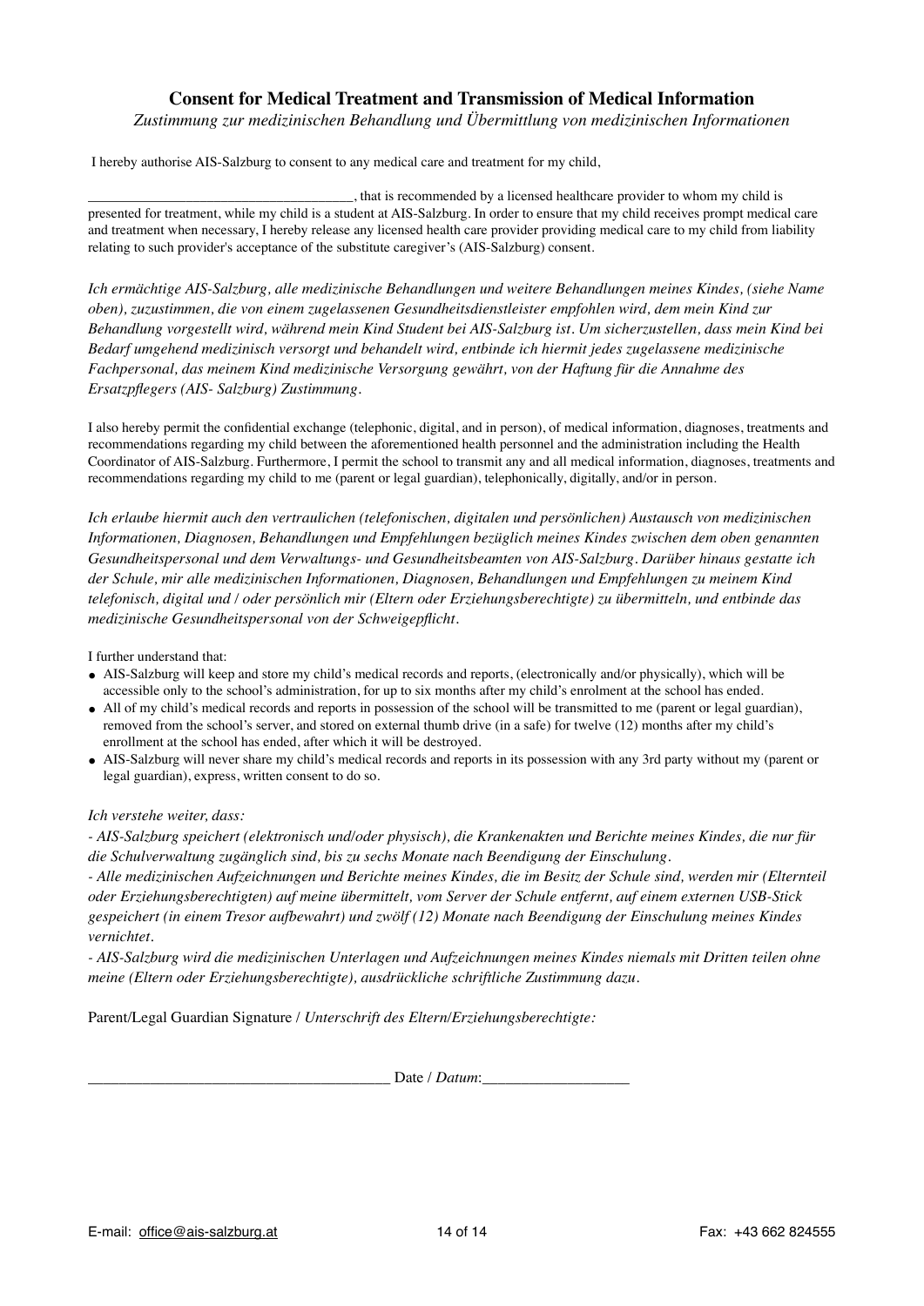## Consent for Medical Treatment and Transmission of Medical Information

*Zustimmung zur medizinischen Behandlung und Übermittlung von medizinischen Informationen*

I hereby authorise AIS-Salzburg to consent to any medical care and treatment for my child,

_____________________________________, that is recommended by a licensed healthcare provider to whom my child is presented for treatment, while my child is a student at AIS-Salzburg. In order to ensure that my child receives prompt medical care and treatment when necessary, I hereby release any licensed health care provider providing medical care to my child from liability relating to such provider's acceptance of the substitute caregiver's (AIS-Salzburg) consent.

*Ich ermächtige AIS-Salzburg, alle medizinische Behandlungen und weitere Behandlungen meines Kindes, (siehe Name oben), zuzustimmen, die von einem zugelassenen Gesundheitsdienstleister empfohlen wird, dem mein Kind zur Behandlung vorgestellt wird, während mein Kind Student bei AIS-Salzburg ist. Um sicherzustellen, dass mein Kind bei Bedarf umgehend medizinisch versorgt und behandelt wird, entbinde ich hiermit jedes zugelassene medizinische Fachpersonal, das meinem Kind medizinische Versorgung gewährt, von der Haftung für die Annahme des Ersatzpflegers (AIS- Salzburg) Zustimmung.*

I also hereby permit the confidential exchange (telephonic, digital, and in person), of medical information, diagnoses, treatments and recommendations regarding my child between the aforementioned health personnel and the administration including the Health Coordinator of AIS-Salzburg. Furthermore, I permit the school to transmit any and all medical information, diagnoses, treatments and recommendations regarding my child to me (parent or legal guardian), telephonically, digitally, and/or in person.

*Ich erlaube hiermit auch den vertraulichen (telefonischen, digitalen und persönlichen) Austausch von medizinischen Informationen, Diagnosen, Behandlungen und Empfehlungen bezüglich meines Kindes zwischen dem oben genannten Gesundheitspersonal und dem Verwaltungs- und Gesundheitsbeamten von AIS-Salzburg. Darüber hinaus gestatte ich der Schule, mir alle medizinischen Informationen, Diagnosen, Behandlungen und Empfehlungen zu meinem Kind telefonisch, digital und / oder persönlich mir (Eltern oder Erziehungsberechtigte) zu übermitteln, und entbinde das medizinische Gesundheitspersonal von der Schweigepflicht.*

I further understand that:

- AIS-Salzburg will keep and store my child's medical records and reports, (electronically and/or physically), which will be accessible only to the school's administration, for up to six months after my child's enrolment at the school has ended.
- All of my child's medical records and reports in possession of the school will be transmitted to me (parent or legal guardian), removed from the school's server, and stored on external thumb drive (in a safe) for twelve (12) months after my child's enrollment at the school has ended, after which it will be destroyed.
- AIS-Salzburg will never share my child's medical records and reports in its possession with any 3rd party without my (parent or legal guardian), express, written consent to do so.

*Ich verstehe weiter, dass:*

*- AIS-Salzburg speichert (elektronisch und/oder physisch), die Krankenakten und Berichte meines Kindes, die nur für die Schulverwaltung zugänglich sind, bis zu sechs Monate nach Beendigung der Einschulung.*

*- Alle medizinischen Aufzeichnungen und Berichte meines Kindes, die im Besitz der Schule sind, werden mir (Elternteil oder Erziehungsberechtigten) auf meine übermittelt, vom Server der Schule entfernt, auf einem externen USB-Stick gespeichert (in einem Tresor aufbewahrt) und zwölf (12) Monate nach Beendigung der Einschulung meines Kindes vernichtet.*

*- AIS-Salzburg wird die medizinischen Unterlagen und Aufzeichnungen meines Kindes niemals mit Dritten teilen ohne meine (Eltern oder Erziehungsberechtigte), ausdrückliche schriftliche Zustimmung dazu.*

Parent/Legal Guardian Signature / *Unterschrift des Eltern/Erziehungsberechtigte:*

_______________________________________ Date / *Datum*:__________________

E-mail: office@ais-salzburg.at

Fax: +43 662 824555